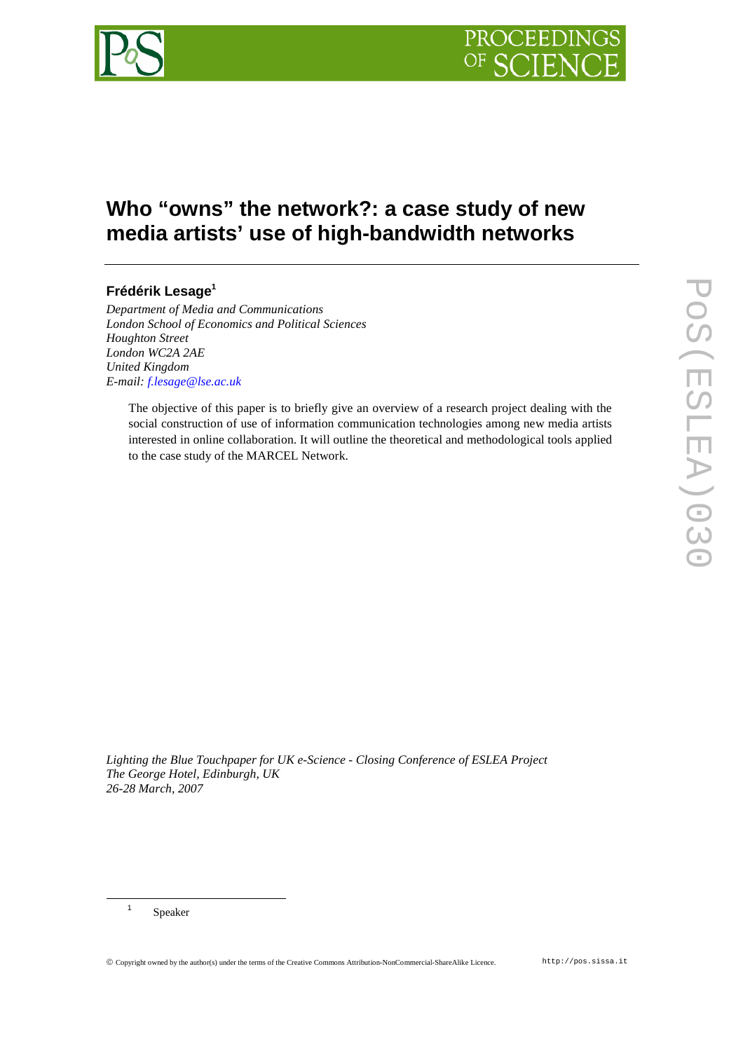# Who "owns" the network?: a case study of new media artists' use of high-bandwidth networks

## Frédérik Lesage[1]

*Department of Media and Communications*
*London School of Economics and Political Sciences*
*Houghton Street*
*London WC2A 2AE*
*United Kingdom*
*E-mail: f.lesage@lse.ac.uk*

The objective of this paper is to briefly give an overview of a research project dealing with the social construction of use of information communication technologies among new media artists interested in online collaboration. It will outline the theoretical and methodological tools applied to the case study of the MARCEL Network.

*Lighting the Blue Touchpaper for UK e-Science - Closing Conference of ESLEA Project*
*The George Hotel, Edinburgh, UK*
*26-28 March, 2007*

[1] Speaker

© Copyright owned by the author(s) under the terms of the Creative Commons Attribution-NonCommercial-ShareAlike Licence.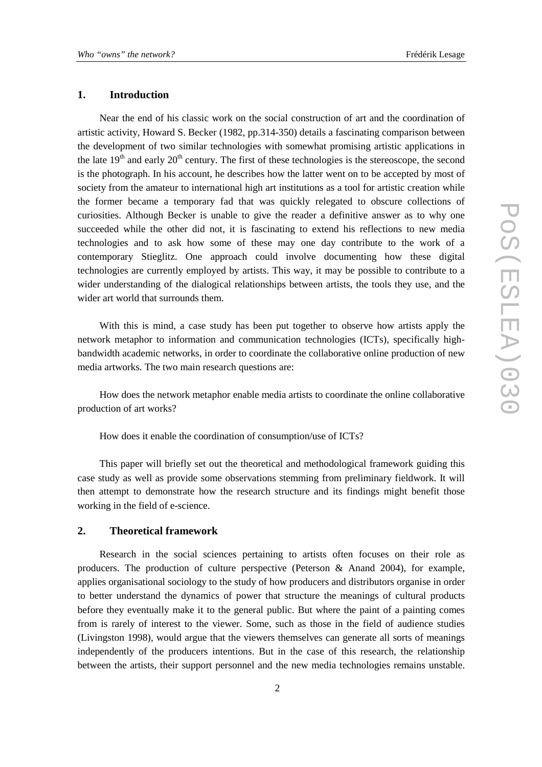## 1. Introduction

Near the end of his classic work on the social construction of art and the coordination of artistic activity, Howard S. Becker (1982, pp.314-350) details a fascinating comparison between the development of two similar technologies with somewhat promising artistic applications in the late 19th and early 20th century. The first of these technologies is the stereoscope, the second is the photograph. In his account, he describes how the latter went on to be accepted by most of society from the amateur to international high art institutions as a tool for artistic creation while the former became a temporary fad that was quickly relegated to obscure collections of curiosities. Although Becker is unable to give the reader a definitive answer as to why one succeeded while the other did not, it is fascinating to extend his reflections to new media technologies and to ask how some of these may one day contribute to the work of a contemporary Stieglitz. One approach could involve documenting how these digital technologies are currently employed by artists. This way, it may be possible to contribute to a wider understanding of the dialogical relationships between artists, the tools they use, and the wider art world that surrounds them.

With this is mind, a case study has been put together to observe how artists apply the network metaphor to information and communication technologies (ICTs), specifically high-bandwidth academic networks, in order to coordinate the collaborative online production of new media artworks. The two main research questions are:

How does the network metaphor enable media artists to coordinate the online collaborative production of art works?

How does it enable the coordination of consumption/use of ICTs?

This paper will briefly set out the theoretical and methodological framework guiding this case study as well as provide some observations stemming from preliminary fieldwork. It will then attempt to demonstrate how the research structure and its findings might benefit those working in the field of e-science.

## 2. Theoretical framework

Research in the social sciences pertaining to artists often focuses on their role as producers. The production of culture perspective (Peterson & Anand 2004), for example, applies organisational sociology to the study of how producers and distributors organise in order to better understand the dynamics of power that structure the meanings of cultural products before they eventually make it to the general public. But where the paint of a painting comes from is rarely of interest to the viewer. Some, such as those in the field of audience studies (Livingston 1998), would argue that the viewers themselves can generate all sorts of meanings independently of the producers intentions. But in the case of this research, the relationship between the artists, their support personnel and the new media technologies remains unstable.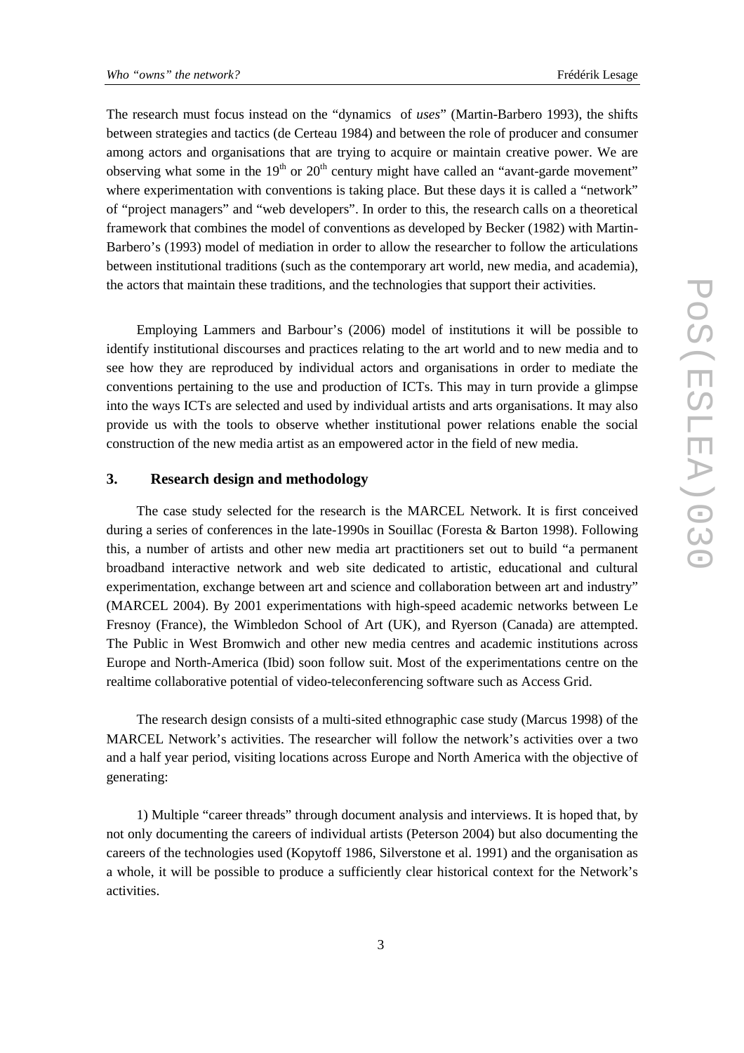The research must focus instead on the "dynamics of *uses*" (Martin-Barbero 1993), the shifts between strategies and tactics (de Certeau 1984) and between the role of producer and consumer among actors and organisations that are trying to acquire or maintain creative power. We are observing what some in the 19th or 20th century might have called an "avant-garde movement" where experimentation with conventions is taking place. But these days it is called a "network" of "project managers" and "web developers". In order to this, the research calls on a theoretical framework that combines the model of conventions as developed by Becker (1982) with Martin-Barbero's (1993) model of mediation in order to allow the researcher to follow the articulations between institutional traditions (such as the contemporary art world, new media, and academia), the actors that maintain these traditions, and the technologies that support their activities.

Employing Lammers and Barbour's (2006) model of institutions it will be possible to identify institutional discourses and practices relating to the art world and to new media and to see how they are reproduced by individual actors and organisations in order to mediate the conventions pertaining to the use and production of ICTs. This may in turn provide a glimpse into the ways ICTs are selected and used by individual artists and arts organisations. It may also provide us with the tools to observe whether institutional power relations enable the social construction of the new media artist as an empowered actor in the field of new media.

## 3. Research design and methodology

The case study selected for the research is the MARCEL Network. It is first conceived during a series of conferences in the late-1990s in Souillac (Foresta & Barton 1998). Following this, a number of artists and other new media art practitioners set out to build "a permanent broadband interactive network and web site dedicated to artistic, educational and cultural experimentation, exchange between art and science and collaboration between art and industry" (MARCEL 2004). By 2001 experimentations with high-speed academic networks between Le Fresnoy (France), the Wimbledon School of Art (UK), and Ryerson (Canada) are attempted. The Public in West Bromwich and other new media centres and academic institutions across Europe and North-America (Ibid) soon follow suit. Most of the experimentations centre on the realtime collaborative potential of video-teleconferencing software such as Access Grid.

The research design consists of a multi-sited ethnographic case study (Marcus 1998) of the MARCEL Network's activities. The researcher will follow the network's activities over a two and a half year period, visiting locations across Europe and North America with the objective of generating:

1) Multiple "career threads" through document analysis and interviews. It is hoped that, by not only documenting the careers of individual artists (Peterson 2004) but also documenting the careers of the technologies used (Kopytoff 1986, Silverstone et al. 1991) and the organisation as a whole, it will be possible to produce a sufficiently clear historical context for the Network's activities.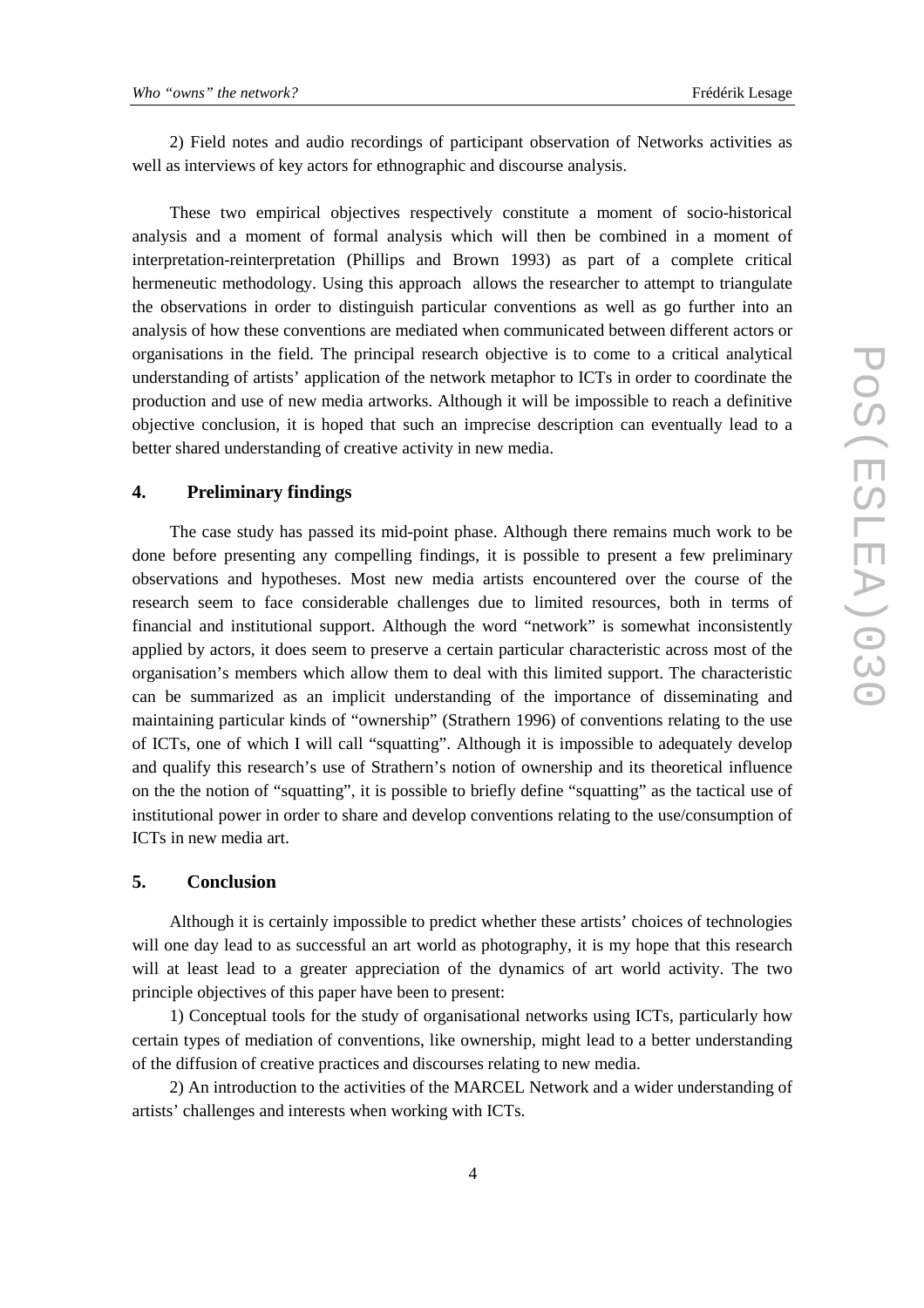2) Field notes and audio recordings of participant observation of Networks activities as well as interviews of key actors for ethnographic and discourse analysis.

These two empirical objectives respectively constitute a moment of socio-historical analysis and a moment of formal analysis which will then be combined in a moment of interpretation-reinterpretation (Phillips and Brown 1993) as part of a complete critical hermeneutic methodology. Using this approach allows the researcher to attempt to triangulate the observations in order to distinguish particular conventions as well as go further into an analysis of how these conventions are mediated when communicated between different actors or organisations in the field. The principal research objective is to come to a critical analytical understanding of artists' application of the network metaphor to ICTs in order to coordinate the production and use of new media artworks. Although it will be impossible to reach a definitive objective conclusion, it is hoped that such an imprecise description can eventually lead to a better shared understanding of creative activity in new media.

## 4. Preliminary findings

The case study has passed its mid-point phase. Although there remains much work to be done before presenting any compelling findings, it is possible to present a few preliminary observations and hypotheses. Most new media artists encountered over the course of the research seem to face considerable challenges due to limited resources, both in terms of financial and institutional support. Although the word "network" is somewhat inconsistently applied by actors, it does seem to preserve a certain particular characteristic across most of the organisation's members which allow them to deal with this limited support. The characteristic can be summarized as an implicit understanding of the importance of disseminating and maintaining particular kinds of "ownership" (Strathern 1996) of conventions relating to the use of ICTs, one of which I will call "squatting". Although it is impossible to adequately develop and qualify this research's use of Strathern's notion of ownership and its theoretical influence on the the notion of "squatting", it is possible to briefly define "squatting" as the tactical use of institutional power in order to share and develop conventions relating to the use/consumption of ICTs in new media art.

## 5. Conclusion

Although it is certainly impossible to predict whether these artists' choices of technologies will one day lead to as successful an art world as photography, it is my hope that this research will at least lead to a greater appreciation of the dynamics of art world activity. The two principle objectives of this paper have been to present:

1) Conceptual tools for the study of organisational networks using ICTs, particularly how certain types of mediation of conventions, like ownership, might lead to a better understanding of the diffusion of creative practices and discourses relating to new media.

2) An introduction to the activities of the MARCEL Network and a wider understanding of artists' challenges and interests when working with ICTs.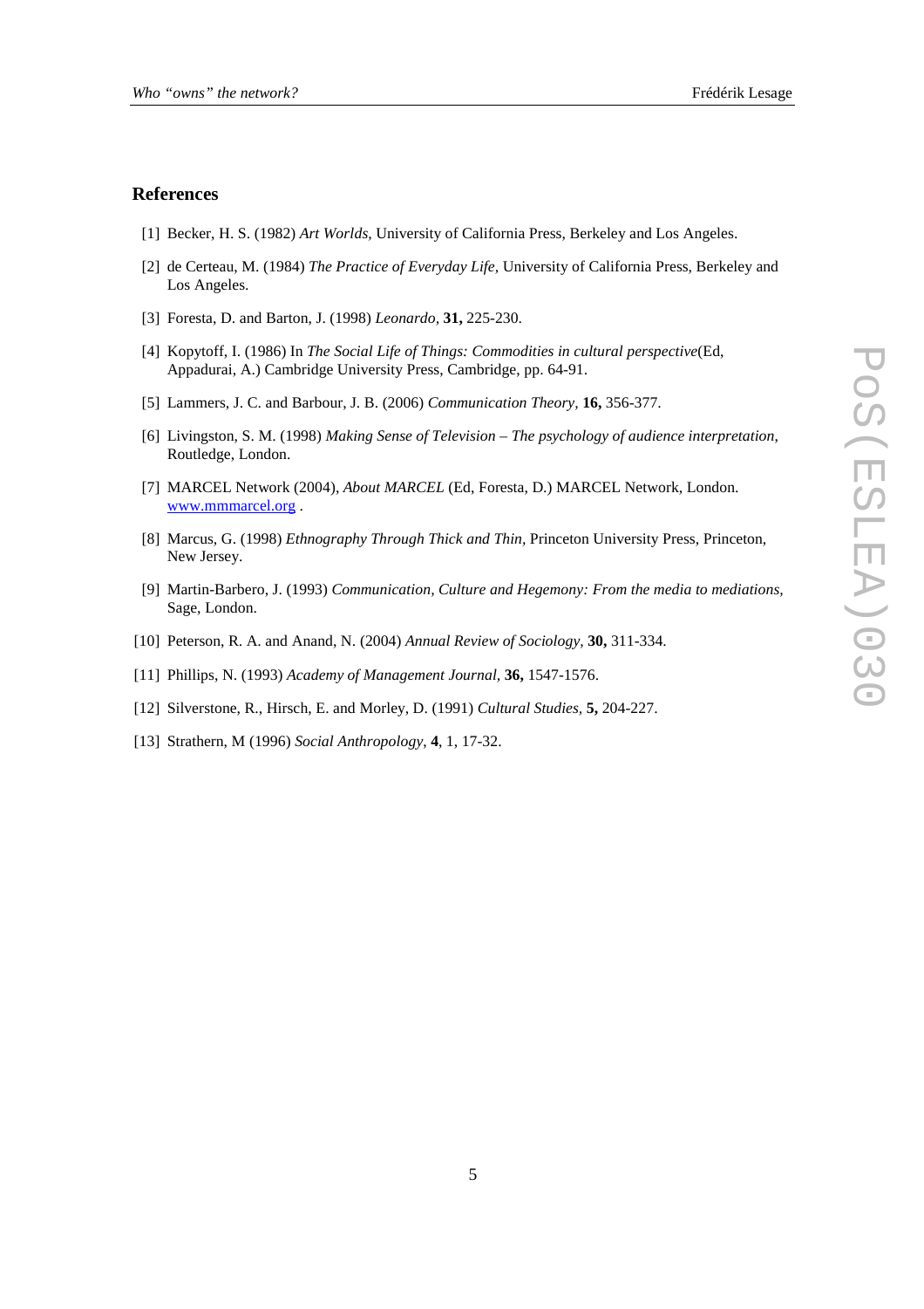## References

[1] Becker, H. S. (1982) *Art Worlds,* University of California Press, Berkeley and Los Angeles.

[2] de Certeau, M. (1984) *The Practice of Everyday Life,* University of California Press, Berkeley and Los Angeles.

[3] Foresta, D. and Barton, J. (1998) *Leonardo,* **31,** 225-230.

[4] Kopytoff, I. (1986) In *The Social Life of Things: Commodities in cultural perspective*(Ed, Appadurai, A.) Cambridge University Press, Cambridge, pp. 64-91.

[5] Lammers, J. C. and Barbour, J. B. (2006) *Communication Theory,* **16,** 356-377.

[6] Livingston, S. M. (1998) *Making Sense of Television – The psychology of audience interpretation,* Routledge, London.

[7] MARCEL Network (2004), *About MARCEL* (Ed, Foresta, D.) MARCEL Network, London. www.mmmarcel.org .

[8] Marcus, G. (1998) *Ethnography Through Thick and Thin,* Princeton University Press, Princeton, New Jersey.

[9] Martin-Barbero, J. (1993) *Communication, Culture and Hegemony: From the media to mediations,* Sage, London.

[10] Peterson, R. A. and Anand, N. (2004) *Annual Review of Sociology,* **30,** 311-334.

[11] Phillips, N. (1993) *Academy of Management Journal,* **36,** 1547-1576.

[12] Silverstone, R., Hirsch, E. and Morley, D. (1991) *Cultural Studies,* **5,** 204-227.

[13] Strathern, M (1996) *Social Anthropology,* **4**, 1, 17-32.